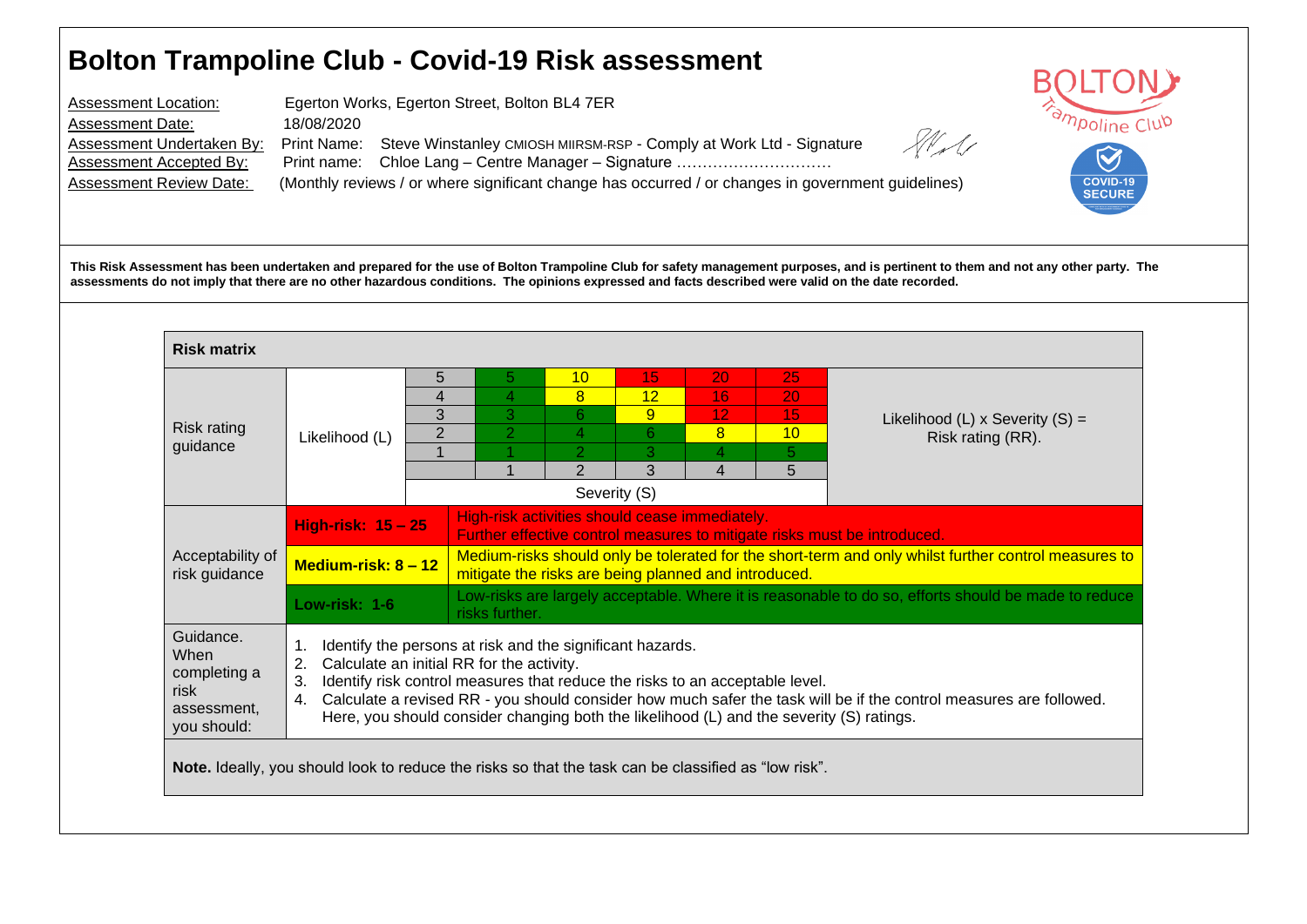# Bolton Trampoline Club - Covid-19 Risk assessment

Assessment Location: Egerton Works, Egerton Street, Bolton BL4 7ER
Assessment Date: 18/08/2020
Assessment Undertaken By: Print Name: Steve Winstanley CMIOSH MIIRSM-RSP - Comply at Work Ltd - Signature
Assessment Accepted By: Print name: Chloe Lang – Centre Manager – Signature ………………………….
Assessment Review Date: (Monthly reviews / or where significant change has occurred / or changes in government guidelines)

**This Risk Assessment has been undertaken and prepared for the use of Bolton Trampoline Club for safety management purposes, and is pertinent to them and not any other party. The assessments do not imply that there are no other hazardous conditions. The opinions expressed and facts described were valid on the date recorded.**

**Risk matrix**

Risk rating guidance:

| Likelihood (L) | Severity 1 | Severity 2 | Severity 3 | Severity 4 | Severity 5 |
|---|---|---|---|---|---|
| 5 | 5 | 10 | 15 | 20 | 25 |
| 4 | 4 | 8 | 12 | 16 | 20 |
| 3 | 3 | 6 | 9 | 12 | 15 |
| 2 | 2 | 4 | 6 | 8 | 10 |
| 1 | 1 | 2 | 3 | 4 | 5 |

Likelihood (L) x Severity (S) = Risk rating (RR).

Acceptability of risk guidance:

| Risk level | Guidance |
|---|---|
| **High-risk: 15 – 25** | High-risk activities should cease immediately. Further effective control measures to mitigate risks must be introduced. |
| **Medium-risk: 8 – 12** | Medium-risks should only be tolerated for the short-term and only whilst further control measures to mitigate the risks are being planned and introduced. |
| **Low-risk: 1-6** | Low-risks are largely acceptable. Where it is reasonable to do so, efforts should be made to reduce risks further. |

Guidance. When completing a risk assessment, you should:

1. Identify the persons at risk and the significant hazards.
2. Calculate an initial RR for the activity.
3. Identify risk control measures that reduce the risks to an acceptable level.
4. Calculate a revised RR - you should consider how much safer the task will be if the control measures are followed. Here, you should consider changing both the likelihood (L) and the severity (S) ratings.

**Note.** Ideally, you should look to reduce the risks so that the task can be classified as "low risk".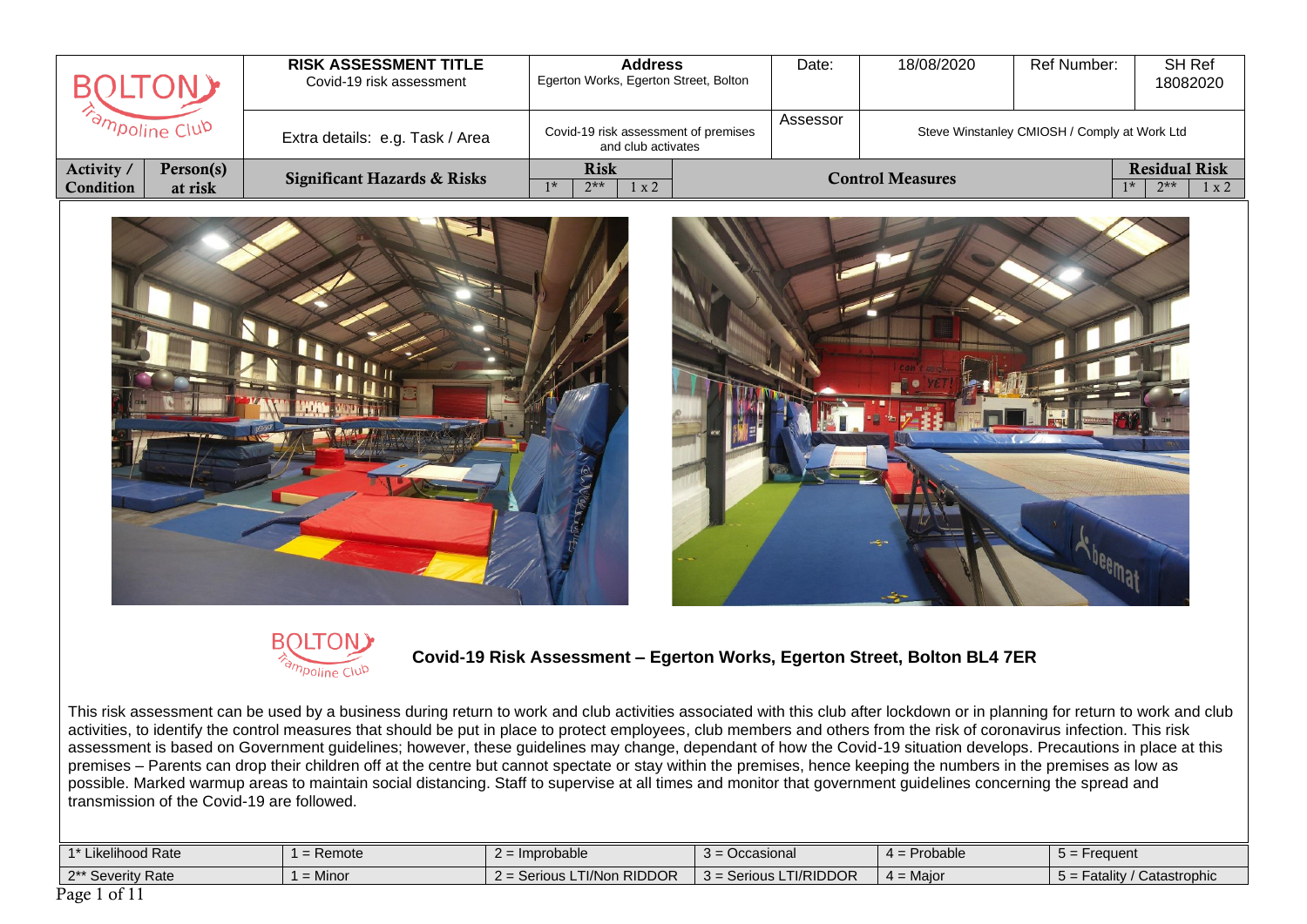| BOLTON Trampoline Club | | **RISK ASSESSMENT TITLE** Covid-19 risk assessment | **Address** Egerton Works, Egerton Street, Bolton | | | | Date: | 18/08/2020 | Ref Number: | SH Ref 18082020 | | |
|---|---|---|---|---|---|---|---|---|---|---|---|---|
| | | Extra details: e.g. Task / Area | Covid-19 risk assessment of premises and club activates | | | | Assessor | Steve Winstanley CMIOSH / Comply at Work Ltd | | | | |
| **Activity / Condition** | **Person(s) at risk** | **Significant Hazards & Risks** | **Risk** | | | **Control Measures** | | | | **Residual Risk** | | |
| | | | 1* | 2** | 1 x 2 | | | | | 1* | 2** | 1 x 2 |

## Covid-19 Risk Assessment – Egerton Works, Egerton Street, Bolton BL4 7ER

This risk assessment can be used by a business during return to work and club activities associated with this club after lockdown or in planning for return to work and club activities, to identify the control measures that should be put in place to protect employees, club members and others from the risk of coronavirus infection. This risk assessment is based on Government guidelines; however, these guidelines may change, dependant of how the Covid-19 situation develops. Precautions in place at this premises – Parents can drop their children off at the centre but cannot spectate or stay within the premises, hence keeping the numbers in the premises as low as possible. Marked warmup areas to maintain social distancing. Staff to supervise at all times and monitor that government guidelines concerning the spread and transmission of the Covid-19 are followed.

| 1* Likelihood Rate | 1 = Remote | 2 = Improbable | 3 = Occasional | 4 = Probable | 5 = Frequent |
|---|---|---|---|---|---|
| 2** Severity Rate | 1 = Minor | 2 = Serious LTI/Non RIDDOR | 3 = Serious LTI/RIDDOR | 4 = Major | 5 = Fatality / Catastrophic |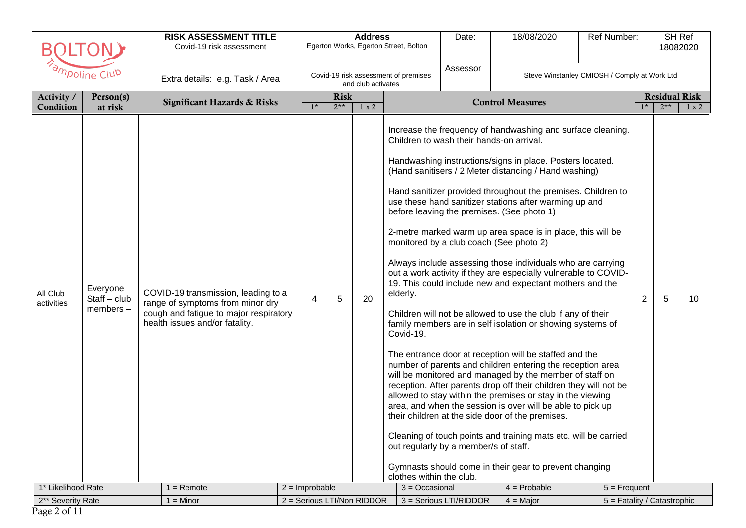| BOLTON Trampoline Club | | RISK ASSESSMENT TITLE Covid-19 risk assessment | Address Egerton Works, Egerton Street, Bolton | | | Date: | 18/08/2020 | Ref Number: | SH Ref 18082020 | | |
|---|---|---|---|---|---|---|---|---|---|---|---|
| | | Extra details: e.g. Task / Area | Covid-19 risk assessment of premises and club activates | | | Assessor | Steve Winstanley CMIOSH / Comply at Work Ltd | | | | |
| **Activity / Condition** | **Person(s) at risk** | **Significant Hazards & Risks** | **Risk** | | | **Control Measures** | | | **Residual Risk** | | |
| | | | 1* | 2** | 1 x 2 | | | | 1* | 2** | 1 x 2 |
| All Club activities | Everyone Staff – club members – | COVID-19 transmission, leading to a range of symptoms from minor dry cough and fatigue to major respiratory health issues and/or fatality. | 4 | 5 | 20 | Increase the frequency of handwashing and surface cleaning. Children to wash their hands-on arrival.<br><br>Handwashing instructions/signs in place. Posters located. (Hand sanitisers / 2 Meter distancing / Hand washing)<br><br>Hand sanitizer provided throughout the premises. Children to use these hand sanitizer stations after warming up and before leaving the premises. (See photo 1)<br><br>2-metre marked warm up area space is in place, this will be monitored by a club coach (See photo 2)<br><br>Always include assessing those individuals who are carrying out a work activity if they are especially vulnerable to COVID-19. This could include new and expectant mothers and the elderly.<br><br>Children will not be allowed to use the club if any of their family members are in self isolation or showing systems of Covid-19.<br><br>The entrance door at reception will be staffed and the number of parents and children entering the reception area will be monitored and managed by the member of staff on reception. After parents drop off their children they will not be allowed to stay within the premises or stay in the viewing area, and when the session is over will be able to pick up their children at the side door of the premises.<br><br>Cleaning of touch points and training mats etc. will be carried out regularly by a member/s of staff.<br><br>Gymnasts should come in their gear to prevent changing clothes within the club. | | | 2 | 5 | 10 |

| 1* Likelihood Rate | 1 = Remote | 2 = Improbable | 3 = Occasional | 4 = Probable | 5 = Frequent |
|---|---|---|---|---|---|
| 2** Severity Rate | 1 = Minor | 2 = Serious LTI/Non RIDDOR | 3 = Serious LTI/RIDDOR | 4 = Major | 5 = Fatality / Catastrophic |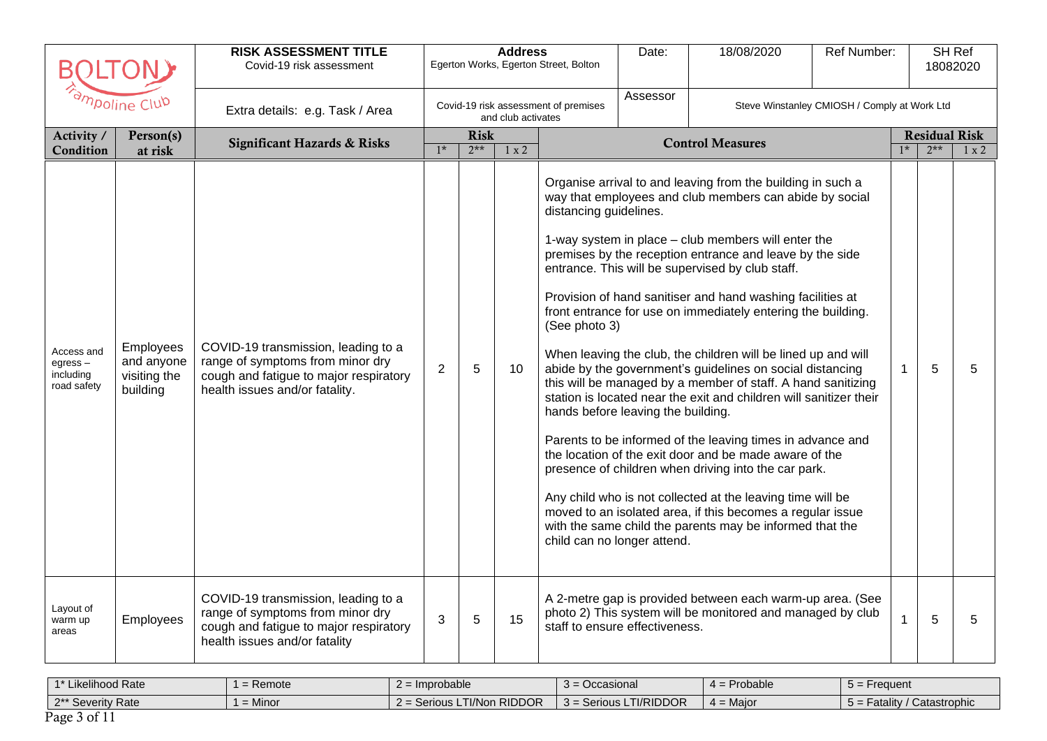| BOLTON Trampoline Club | | RISK ASSESSMENT TITLE Covid-19 risk assessment | Address Egerton Works, Egerton Street, Bolton | | | Date: | 18/08/2020 | Ref Number: | SH Ref 18082020 | | |
|---|---|---|---|---|---|---|---|---|---|---|---|
| | | Extra details: e.g. Task / Area | Covid-19 risk assessment of premises and club activates | | | Assessor | Steve Winstanley CMIOSH / Comply at Work Ltd | | | | |

| Activity / Condition | Person(s) at risk | Significant Hazards & Risks | Risk 1* | 2** | 1 x 2 | Control Measures | Residual Risk 1* | 2** | 1 x 2 |
|---|---|---|---|---|---|---|---|---|---|
| Access and egress – including road safety | Employees and anyone visiting the building | COVID-19 transmission, leading to a range of symptoms from minor dry cough and fatigue to major respiratory health issues and/or fatality. | 2 | 5 | 10 | Organise arrival to and leaving from the building in such a way that employees and club members can abide by social distancing guidelines.<br><br>1-way system in place – club members will enter the premises by the reception entrance and leave by the side entrance. This will be supervised by club staff.<br><br>Provision of hand sanitiser and hand washing facilities at front entrance for use on immediately entering the building. (See photo 3)<br><br>When leaving the club, the children will be lined up and will abide by the government's guidelines on social distancing this will be managed by a member of staff. A hand sanitizing station is located near the exit and children will sanitizer their hands before leaving the building.<br><br>Parents to be informed of the leaving times in advance and the location of the exit door and be made aware of the presence of children when driving into the car park.<br><br>Any child who is not collected at the leaving time will be moved to an isolated area, if this becomes a regular issue with the same child the parents may be informed that the child can no longer attend. | 1 | 5 | 5 |
| Layout of warm up areas | Employees | COVID-19 transmission, leading to a range of symptoms from minor dry cough and fatigue to major respiratory health issues and/or fatality | 3 | 5 | 15 | A 2-metre gap is provided between each warm-up area. (See photo 2) This system will be monitored and managed by club staff to ensure effectiveness. | 1 | 5 | 5 |

| 1* Likelihood Rate | 1 = Remote | 2 = Improbable | 3 = Occasional | 4 = Probable | 5 = Frequent |
|---|---|---|---|---|---|
| 2** Severity Rate | 1 = Minor | 2 = Serious LTI/Non RIDDOR | 3 = Serious LTI/RIDDOR | 4 = Major | 5 = Fatality / Catastrophic |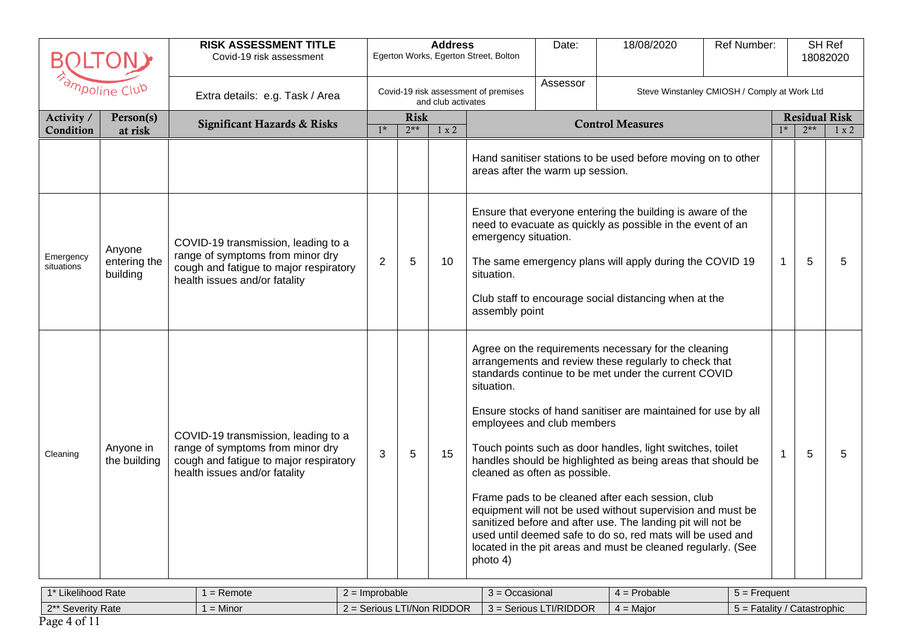| Bolton Trampoline Club | RISK ASSESSMENT TITLE<br>Covid-19 risk assessment | Address<br>Egerton Works, Egerton Street, Bolton | | | Date: | 18/08/2020 | Ref Number: | SH Ref<br>18082020 | | |
|---|---|---|---|---|---|---|---|---|---|---|
| | Extra details: e.g. Task / Area | Covid-19 risk assessment of premises and club activates | | | Assessor | Steve Winstanley CMIOSH / Comply at Work Ltd | | | | |

| Activity / Condition | Person(s) at risk | Significant Hazards & Risks | Risk 1* | Risk 2** | Risk 1 x 2 | Control Measures | Residual Risk 1* | Residual Risk 2** | Residual Risk 1 x 2 |
|---|---|---|---|---|---|---|---|---|---|
| | | | | | | Hand sanitiser stations to be used before moving on to other areas after the warm up session. | | | |
| Emergency situations | Anyone entering the building | COVID-19 transmission, leading to a range of symptoms from minor dry cough and fatigue to major respiratory health issues and/or fatality | 2 | 5 | 10 | Ensure that everyone entering the building is aware of the need to evacuate as quickly as possible in the event of an emergency situation.<br><br>The same emergency plans will apply during the COVID 19 situation.<br><br>Club staff to encourage social distancing when at the assembly point | 1 | 5 | 5 |
| Cleaning | Anyone in the building | COVID-19 transmission, leading to a range of symptoms from minor dry cough and fatigue to major respiratory health issues and/or fatality | 3 | 5 | 15 | Agree on the requirements necessary for the cleaning arrangements and review these regularly to check that standards continue to be met under the current COVID situation.<br><br>Ensure stocks of hand sanitiser are maintained for use by all employees and club members<br><br>Touch points such as door handles, light switches, toilet handles should be highlighted as being areas that should be cleaned as often as possible.<br><br>Frame pads to be cleaned after each session, club equipment will not be used without supervision and must be sanitized before and after use. The landing pit will not be used until deemed safe to do so, red mats will be used and located in the pit areas and must be cleaned regularly. (See photo 4) | 1 | 5 | 5 |

| 1* Likelihood Rate | 1 = Remote | 2 = Improbable | 3 = Occasional | 4 = Probable | 5 = Frequent |
|---|---|---|---|---|---|
| 2** Severity Rate | 1 = Minor | 2 = Serious LTI/Non RIDDOR | 3 = Serious LTI/RIDDOR | 4 = Major | 5 = Fatality / Catastrophic |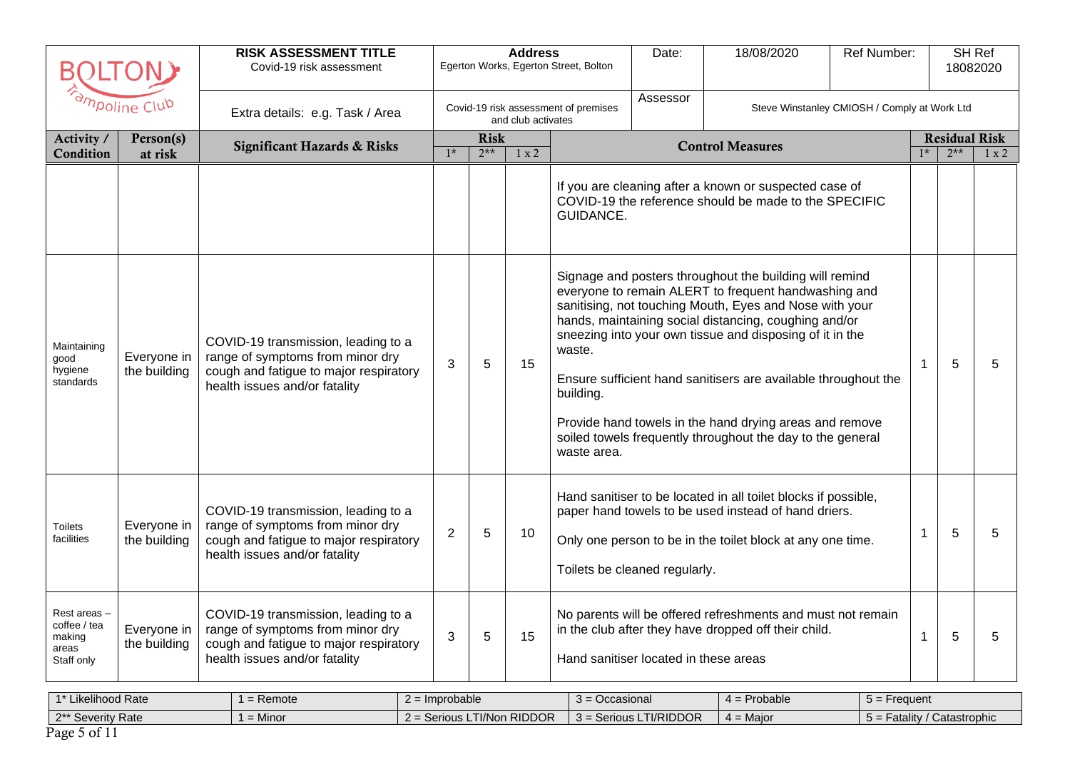| Bolton Trampoline Club | | **RISK ASSESSMENT TITLE** Covid-19 risk assessment | **Address** Egerton Works, Egerton Street, Bolton | | | | Date: | 18/08/2020 | Ref Number: | | SH Ref 18082020 | |
|---|---|---|---|---|---|---|---|---|---|---|---|---|
| | | Extra details: e.g. Task / Area | Covid-19 risk assessment of premises and club activates | | | | Assessor | Steve Winstanley CMIOSH / Comply at Work Ltd | | | | |
| **Activity / Condition** | **Person(s) at risk** | **Significant Hazards & Risks** | **Risk** | | | **Control Measures** | | | | **Residual Risk** | | |
| | | | 1* | 2** | 1 x 2 | | | | | 1* | 2** | 1 x 2 |
| | | | | | | If you are cleaning after a known or suspected case of COVID-19 the reference should be made to the SPECIFIC GUIDANCE. | | | | | | |
| Maintaining good hygiene standards | Everyone in the building | COVID-19 transmission, leading to a range of symptoms from minor dry cough and fatigue to major respiratory health issues and/or fatality | 3 | 5 | 15 | Signage and posters throughout the building will remind everyone to remain ALERT to frequent handwashing and sanitising, not touching Mouth, Eyes and Nose with your hands, maintaining social distancing, coughing and/or sneezing into your own tissue and disposing of it in the waste.<br><br>Ensure sufficient hand sanitisers are available throughout the building.<br><br>Provide hand towels in the hand drying areas and remove soiled towels frequently throughout the day to the general waste area. | | | | 1 | 5 | 5 |
| Toilets facilities | Everyone in the building | COVID-19 transmission, leading to a range of symptoms from minor dry cough and fatigue to major respiratory health issues and/or fatality | 2 | 5 | 10 | Hand sanitiser to be located in all toilet blocks if possible, paper hand towels to be used instead of hand driers.<br><br>Only one person to be in the toilet block at any one time.<br><br>Toilets be cleaned regularly. | | | | 1 | 5 | 5 |
| Rest areas – coffee / tea making areas Staff only | Everyone in the building | COVID-19 transmission, leading to a range of symptoms from minor dry cough and fatigue to major respiratory health issues and/or fatality | 3 | 5 | 15 | No parents will be offered refreshments and must not remain in the club after they have dropped off their child.<br><br>Hand sanitiser located in these areas | | | | 1 | 5 | 5 |

| 1* Likelihood Rate | 1 = Remote | 2 = Improbable | 3 = Occasional | 4 = Probable | 5 = Frequent |
|---|---|---|---|---|---|
| 2** Severity Rate | 1 = Minor | 2 = Serious LTI/Non RIDDOR | 3 = Serious LTI/RIDDOR | 4 = Major | 5 = Fatality / Catastrophic |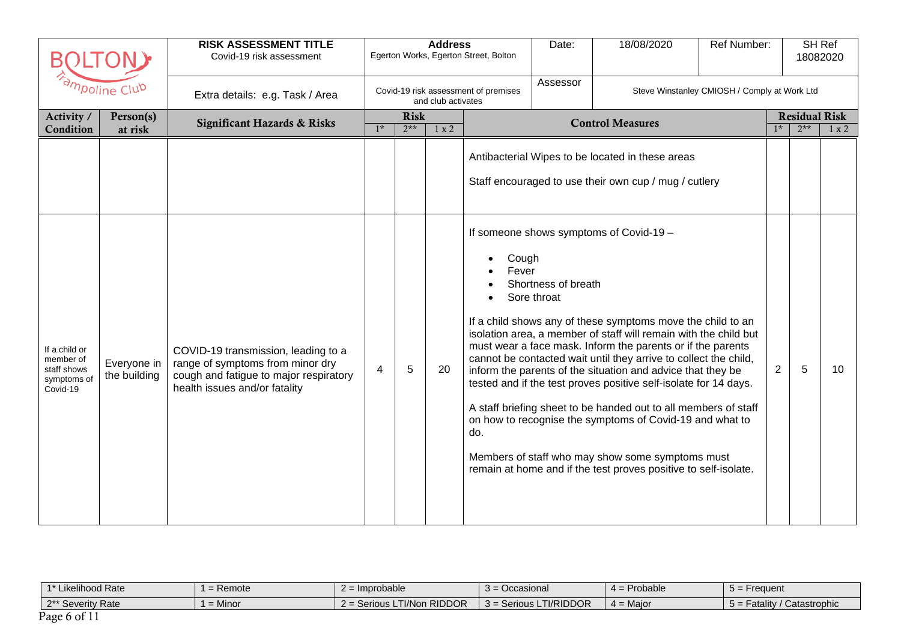| BOLTON Trampoline Club | | RISK ASSESSMENT TITLE Covid-19 risk assessment | Address Egerton Works, Egerton Street, Bolton | | | Date: | 18/08/2020 | Ref Number: | SH Ref 18082020 | | |
|---|---|---|---|---|---|---|---|---|---|---|---|
| | | Extra details: e.g. Task / Area | Covid-19 risk assessment of premises and club activates | | | Assessor | Steve Winstanley CMIOSH / Comply at Work Ltd | | | | |

| Activity / Condition | Person(s) at risk | Significant Hazards & Risks | Risk 1* | Risk 2** | Risk 1 x 2 | Control Measures | Residual Risk 1* | Residual Risk 2** | Residual Risk 1 x 2 |
|---|---|---|---|---|---|---|---|---|---|
| | | | | | | Antibacterial Wipes to be located in these areas<br><br>Staff encouraged to use their own cup / mug / cutlery | | | |
| If a child or member of staff shows symptoms of Covid-19 | Everyone in the building | COVID-19 transmission, leading to a range of symptoms from minor dry cough and fatigue to major respiratory health issues and/or fatality | 4 | 5 | 20 | If someone shows symptoms of Covid-19 –<br>• Cough<br>• Fever<br>• Shortness of breath<br>• Sore throat<br><br>If a child shows any of these symptoms move the child to an isolation area, a member of staff will remain with the child but must wear a face mask. Inform the parents or if the parents cannot be contacted wait until they arrive to collect the child, inform the parents of the situation and advice that they be tested and if the test proves positive self-isolate for 14 days.<br><br>A staff briefing sheet to be handed out to all members of staff on how to recognise the symptoms of Covid-19 and what to do.<br><br>Members of staff who may show some symptoms must remain at home and if the test proves positive to self-isolate. | 2 | 5 | 10 |

| 1* Likelihood Rate | 1 = Remote | 2 = Improbable | 3 = Occasional | 4 = Probable | 5 = Frequent |
|---|---|---|---|---|---|
| 2** Severity Rate | 1 = Minor | 2 = Serious LTI/Non RIDDOR | 3 = Serious LTI/RIDDOR | 4 = Major | 5 = Fatality / Catastrophic |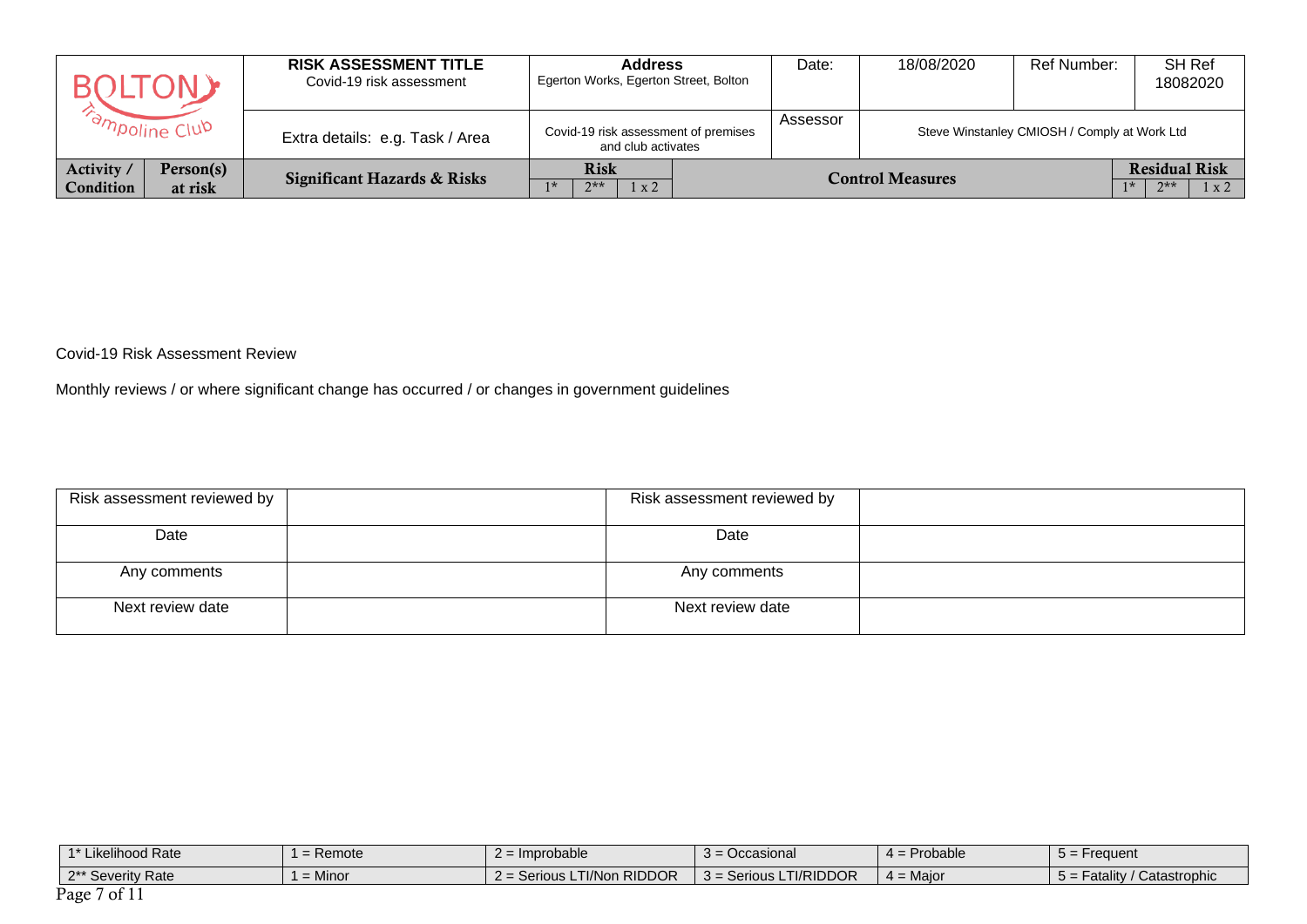| Bolton Trampoline Club | | RISK ASSESSMENT TITLE Covid-19 risk assessment | Address Egerton Works, Egerton Street, Bolton | | | | Date: | 18/08/2020 | Ref Number: | SH Ref 18082020 | | |
|---|---|---|---|---|---|---|---|---|---|---|---|---|
| | | Extra details: e.g. Task / Area | Covid-19 risk assessment of premises and club activates | | | | Assessor | Steve Winstanley CMIOSH / Comply at Work Ltd | | | | |
| Activity / Condition | Person(s) at risk | Significant Hazards & Risks | Risk | | | Control Measures | | | | Residual Risk | | |
| | | | 1* | 2** | 1 x 2 | | | | | 1* | 2** | 1 x 2 |

Covid-19 Risk Assessment Review

Monthly reviews / or where significant change has occurred / or changes in government guidelines

| Risk assessment reviewed by | | Risk assessment reviewed by | |
|---|---|---|---|
| Date | | Date | |
| Any comments | | Any comments | |
| Next review date | | Next review date | |

| 1* Likelihood Rate | 1 = Remote | 2 = Improbable | 3 = Occasional | 4 = Probable | 5 = Frequent |
|---|---|---|---|---|---|
| 2** Severity Rate | 1 = Minor | 2 = Serious LTI/Non RIDDOR | 3 = Serious LTI/RIDDOR | 4 = Major | 5 = Fatality / Catastrophic |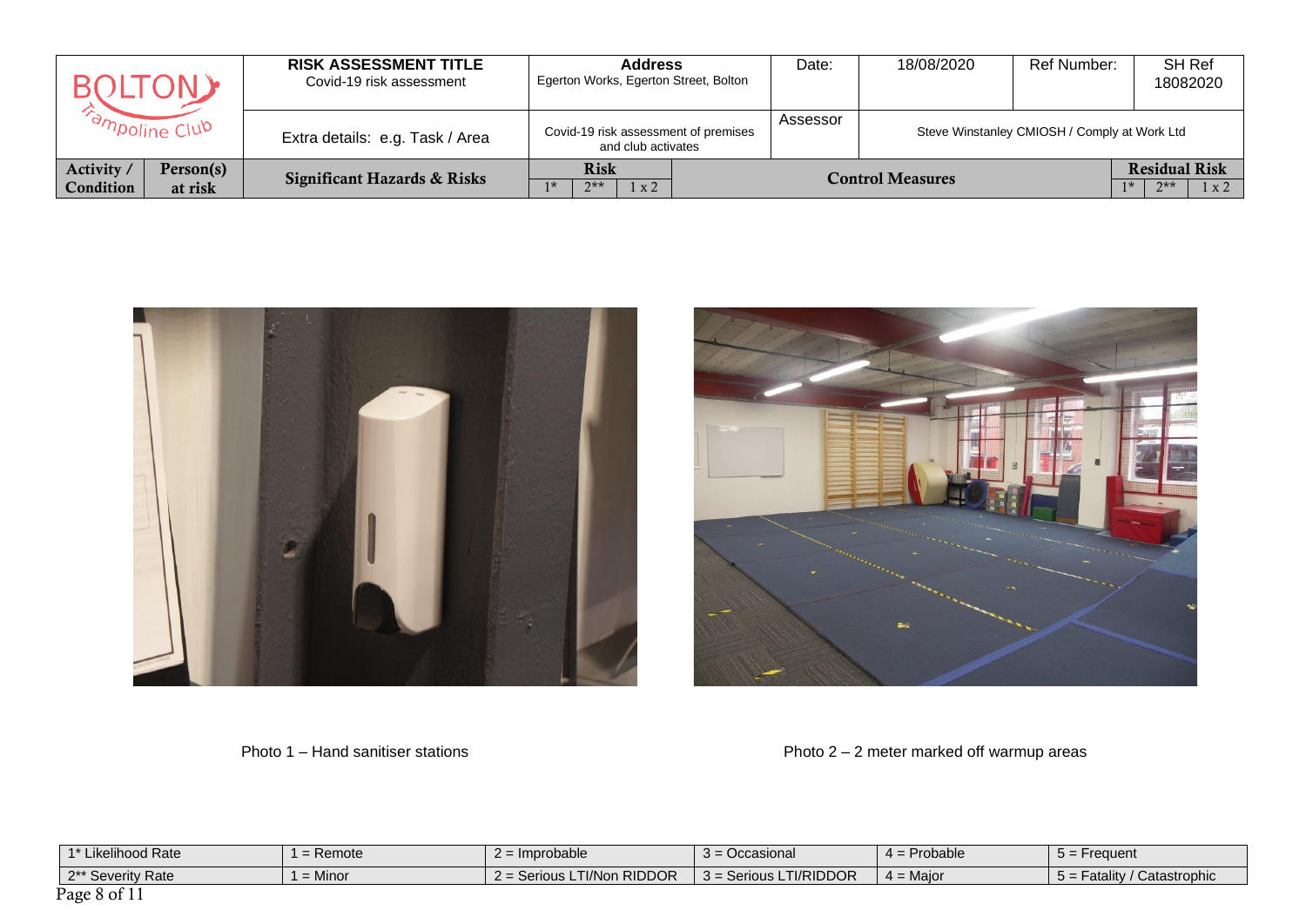| Bolton Trampoline Club | | RISK ASSESSMENT TITLE<br>Covid-19 risk assessment | Address<br>Egerton Works, Egerton Street, Bolton | | | Date: | 18/08/2020 | Ref Number: | SH Ref<br>18082020 | | |
|---|---|---|---|---|---|---|---|---|---|---|---|
| | | Extra details: e.g. Task / Area | Covid-19 risk assessment of premises and club activates | | | Assessor | Steve Winstanley CMIOSH / Comply at Work Ltd | | | | |
| Activity / Condition | Person(s) at risk | Significant Hazards & Risks | Risk | | | Control Measures | | | Residual Risk | | |
| | | | 1* | 2** | 1 x 2 | | | | 1* | 2** | 1 x 2 |

Photo 1 – Hand sanitiser stations

Photo 2 – 2 meter marked off warmup areas

| 1* Likelihood Rate | 1 = Remote | 2 = Improbable | 3 = Occasional | 4 = Probable | 5 = Frequent |
|---|---|---|---|---|---|
| 2** Severity Rate | 1 = Minor | 2 = Serious LTI/Non RIDDOR | 3 = Serious LTI/RIDDOR | 4 = Major | 5 = Fatality / Catastrophic |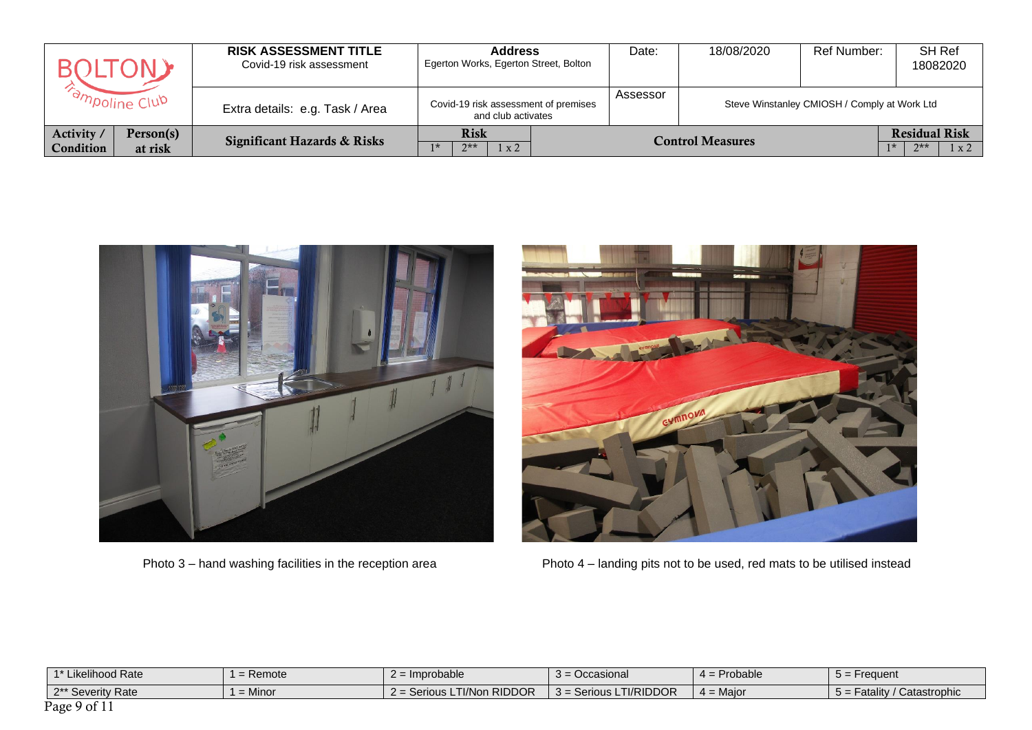| RISK ASSESSMENT TITLE<br>Covid-19 risk assessment | | Address<br>Egerton Works, Egerton Street, Bolton | | Date: | 18/08/2020 | Ref Number: | SH Ref 18082020 |
|---|---|---|---|---|---|---|---|
| Extra details: e.g. Task / Area | | Covid-19 risk assessment of premises and club activates | | Assessor | Steve Winstanley CMIOSH / Comply at Work Ltd | | |

| Activity / Condition | Person(s) at risk | Significant Hazards & Risks | Risk 1* | Risk 2** | Risk 1 x 2 | Control Measures | Residual Risk 1* | Residual Risk 2** | Residual Risk 1 x 2 |
|---|---|---|---|---|---|---|---|---|---|

Photo 3 – hand washing facilities in the reception area

Photo 4 – landing pits not to be used, red mats to be utilised instead

| 1* Likelihood Rate | 1 = Remote | 2 = Improbable | 3 = Occasional | 4 = Probable | 5 = Frequent |
|---|---|---|---|---|---|
| 2** Severity Rate | 1 = Minor | 2 = Serious LTI/Non RIDDOR | 3 = Serious LTI/RIDDOR | 4 = Major | 5 = Fatality / Catastrophic |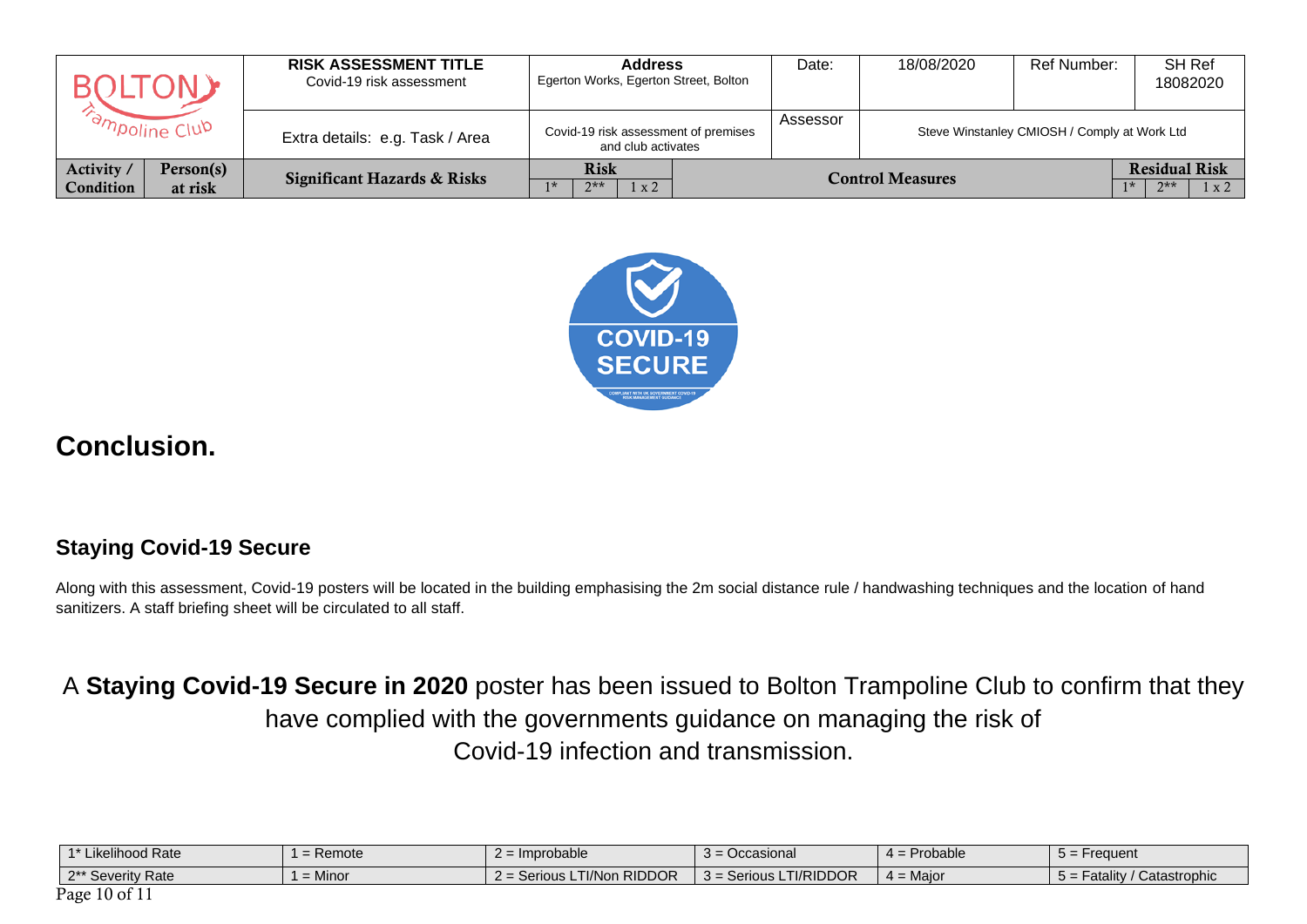| RISK ASSESSMENT TITLE | Address | Date: | 18/08/2020 | Ref Number: | SH Ref 18082020 |
|---|---|---|---|---|---|
| Covid-19 risk assessment | Egerton Works, Egerton Street, Bolton | | | | |
| Extra details: e.g. Task / Area | Covid-19 risk assessment of premises and club activates | Assessor | Steve Winstanley CMIOSH / Comply at Work Ltd | | |

| Activity / Condition | Person(s) at risk | Significant Hazards & Risks | Risk | | | Control Measures | Residual Risk | | |
|---|---|---|---|---|---|---|---|---|---|
| | | | 1* | 2** | 1 x 2 | | 1* | 2** | 1 x 2 |

# Conclusion.

## Staying Covid-19 Secure

Along with this assessment, Covid-19 posters will be located in the building emphasising the 2m social distance rule / handwashing techniques and the location of hand sanitizers. A staff briefing sheet will be circulated to all staff.

A **Staying Covid-19 Secure in 2020** poster has been issued to Bolton Trampoline Club to confirm that they have complied with the governments guidance on managing the risk of Covid-19 infection and transmission.

| | | | | | |
|---|---|---|---|---|---|
| 1* Likelihood Rate | 1 = Remote | 2 = Improbable | 3 = Occasional | 4 = Probable | 5 = Frequent |
| 2** Severity Rate | 1 = Minor | 2 = Serious LTI/Non RIDDOR | 3 = Serious LTI/RIDDOR | 4 = Major | 5 = Fatality / Catastrophic |